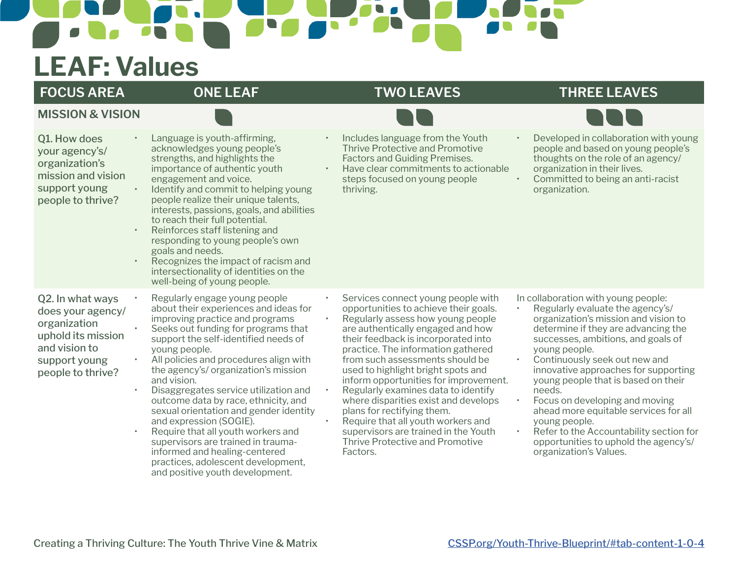# LEAF: Values

| FOCUS AREA | ONE LEAF | TWO LEAVES | THREE LEAVES |
|---|---|---|---|
| **MISSION & VISION** | | | |
| Q1. How does your agency's/ organization's mission and vision support young people to thrive? | • Language is youth-affirming, acknowledges young people's strengths, and highlights the importance of authentic youth engagement and voice.<br>• Identify and commit to helping young people realize their unique talents, interests, passions, goals, and abilities to reach their full potential.<br>• Reinforces staff listening and responding to young people's own goals and needs.<br>• Recognizes the impact of racism and intersectionality of identities on the well-being of young people. | • Includes language from the Youth Thrive Protective and Promotive Factors and Guiding Premises.<br>• Have clear commitments to actionable steps focused on young people thriving. | • Developed in collaboration with young people and based on young people's thoughts on the role of an agency/ organization in their lives.<br>• Committed to being an anti-racist organization. |
| Q2. In what ways does your agency/ organization uphold its mission and vision to support young people to thrive? | • Regularly engage young people about their experiences and ideas for improving practice and programs<br>• Seeks out funding for programs that support the self-identified needs of young people.<br>• All policies and procedures align with the agency's/ organization's mission and vision.<br>• Disaggregates service utilization and outcome data by race, ethnicity, and sexual orientation and gender identity and expression (SOGIE).<br>• Require that all youth workers and supervisors are trained in trauma-informed and healing-centered practices, adolescent development, and positive youth development. | • Services connect young people with opportunities to achieve their goals.<br>• Regularly assess how young people are authentically engaged and how their feedback is incorporated into practice. The information gathered from such assessments should be used to highlight bright spots and inform opportunities for improvement.<br>• Regularly examines data to identify where disparities exist and develops plans for rectifying them.<br>• Require that all youth workers and supervisors are trained in the Youth Thrive Protective and Promotive Factors. | In collaboration with young people:<br>• Regularly evaluate the agency's/ organization's mission and vision to determine if they are advancing the successes, ambitions, and goals of young people.<br>• Continuously seek out new and innovative approaches for supporting young people that is based on their needs.<br>• Focus on developing and moving ahead more equitable services for all young people.<br>• Refer to the Accountability section for opportunities to uphold the agency's/ organization's Values. |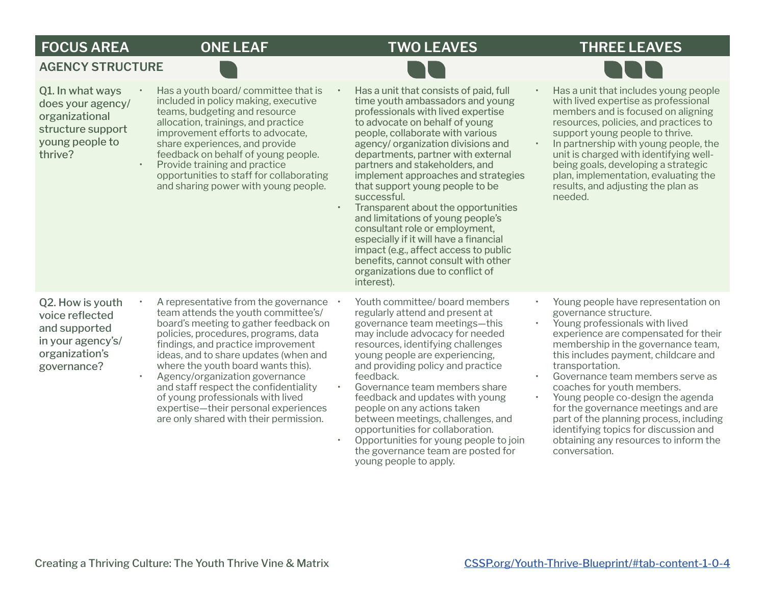| FOCUS AREA | ONE LEAF | TWO LEAVES | THREE LEAVES |
|---|---|---|---|
| **AGENCY STRUCTURE** | | | |
| Q1. In what ways does your agency/ organizational structure support young people to thrive? | • Has a youth board/ committee that is included in policy making, executive teams, budgeting and resource allocation, trainings, and practice improvement efforts to advocate, share experiences, and provide feedback on behalf of young people.<br>• Provide training and practice opportunities to staff for collaborating and sharing power with young people. | • Has a unit that consists of paid, full time youth ambassadors and young professionals with lived expertise to advocate on behalf of young people, collaborate with various agency/ organization divisions and departments, partner with external partners and stakeholders, and implement approaches and strategies that support young people to be successful.<br>• Transparent about the opportunities and limitations of young people's consultant role or employment, especially if it will have a financial impact (e.g., affect access to public benefits, cannot consult with other organizations due to conflict of interest). | • Has a unit that includes young people with lived expertise as professional members and is focused on aligning resources, policies, and practices to support young people to thrive.<br>• In partnership with young people, the unit is charged with identifying well-being goals, developing a strategic plan, implementation, evaluating the results, and adjusting the plan as needed. |
| Q2. How is youth voice reflected and supported in your agency's/ organization's governance? | • A representative from the governance team attends the youth committee's/ board's meeting to gather feedback on policies, procedures, programs, data findings, and practice improvement ideas, and to share updates (when and where the youth board wants this).<br>• Agency/organization governance and staff respect the confidentiality of young professionals with lived expertise—their personal experiences are only shared with their permission. | • Youth committee/ board members regularly attend and present at governance team meetings—this may include advocacy for needed resources, identifying challenges young people are experiencing, and providing policy and practice feedback.<br>• Governance team members share feedback and updates with young people on any actions taken between meetings, challenges, and opportunities for collaboration.<br>• Opportunities for young people to join the governance team are posted for young people to apply. | • Young people have representation on governance structure.<br>• Young professionals with lived experience are compensated for their membership in the governance team, this includes payment, childcare and transportation.<br>• Governance team members serve as coaches for youth members.<br>• Young people co-design the agenda for the governance meetings and are part of the planning process, including identifying topics for discussion and obtaining any resources to inform the conversation. |

Creating a Thriving Culture: The Youth Thrive Vine & Matrix

CSSP.org/Youth-Thrive-Blueprint/#tab-content-1-0-4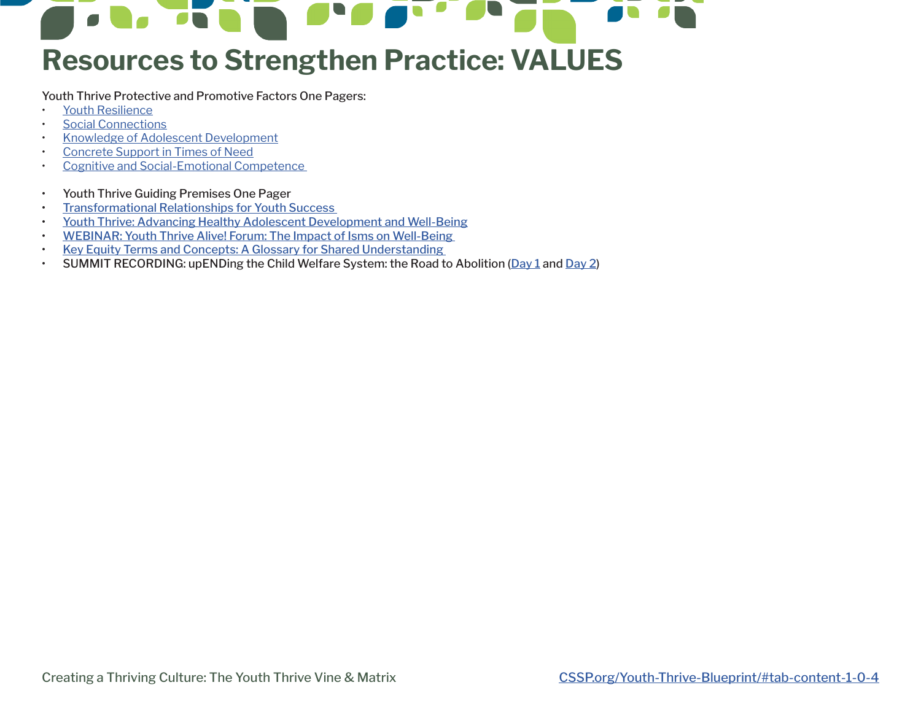# Resources to Strengthen Practice: VALUES

Youth Thrive Protective and Promotive Factors One Pagers:

- Youth Resilience
- Social Connections
- Knowledge of Adolescent Development
- Concrete Support in Times of Need
- Cognitive and Social-Emotional Competence

- Youth Thrive Guiding Premises One Pager
- Transformational Relationships for Youth Success
- Youth Thrive: Advancing Healthy Adolescent Development and Well-Being
- WEBINAR: Youth Thrive Alive! Forum: The Impact of Isms on Well-Being
- Key Equity Terms and Concepts: A Glossary for Shared Understanding
- SUMMIT RECORDING: upENDing the Child Welfare System: the Road to Abolition (Day 1 and Day 2)